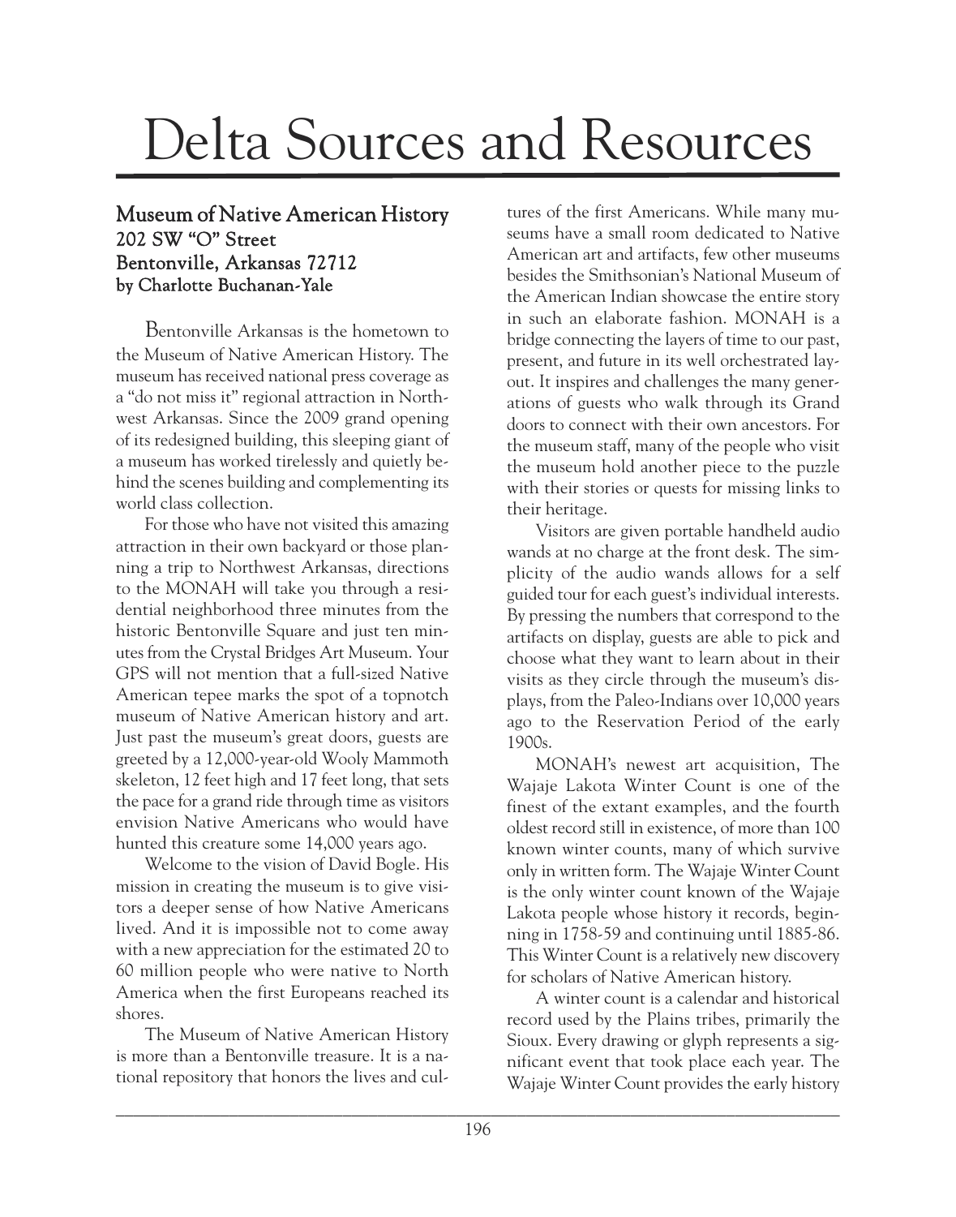# Delta Sources and Resources

## Museum of Native American History
### 202 SW "O" Street
### Bentonville, Arkansas 72712
### by Charlotte Buchanan-Yale

Bentonville Arkansas is the hometown to the Museum of Native American History. The museum has received national press coverage as a "do not miss it" regional attraction in Northwest Arkansas. Since the 2009 grand opening of its redesigned building, this sleeping giant of a museum has worked tirelessly and quietly behind the scenes building and complementing its world class collection.

For those who have not visited this amazing attraction in their own backyard or those planning a trip to Northwest Arkansas, directions to the MONAH will take you through a residential neighborhood three minutes from the historic Bentonville Square and just ten minutes from the Crystal Bridges Art Museum. Your GPS will not mention that a full-sized Native American tepee marks the spot of a topnotch museum of Native American history and art. Just past the museum's great doors, guests are greeted by a 12,000-year-old Wooly Mammoth skeleton, 12 feet high and 17 feet long, that sets the pace for a grand ride through time as visitors envision Native Americans who would have hunted this creature some 14,000 years ago.

Welcome to the vision of David Bogle. His mission in creating the museum is to give visitors a deeper sense of how Native Americans lived. And it is impossible not to come away with a new appreciation for the estimated 20 to 60 million people who were native to North America when the first Europeans reached its shores.

The Museum of Native American History is more than a Bentonville treasure. It is a national repository that honors the lives and cultures of the first Americans. While many museums have a small room dedicated to Native American art and artifacts, few other museums besides the Smithsonian's National Museum of the American Indian showcase the entire story in such an elaborate fashion. MONAH is a bridge connecting the layers of time to our past, present, and future in its well orchestrated layout. It inspires and challenges the many generations of guests who walk through its Grand doors to connect with their own ancestors. For the museum staff, many of the people who visit the museum hold another piece to the puzzle with their stories or quests for missing links to their heritage.

Visitors are given portable handheld audio wands at no charge at the front desk. The simplicity of the audio wands allows for a self guided tour for each guest's individual interests. By pressing the numbers that correspond to the artifacts on display, guests are able to pick and choose what they want to learn about in their visits as they circle through the museum's displays, from the Paleo-Indians over 10,000 years ago to the Reservation Period of the early 1900s.

MONAH's newest art acquisition, The Wajaje Lakota Winter Count is one of the finest of the extant examples, and the fourth oldest record still in existence, of more than 100 known winter counts, many of which survive only in written form. The Wajaje Winter Count is the only winter count known of the Wajaje Lakota people whose history it records, beginning in 1758-59 and continuing until 1885-86. This Winter Count is a relatively new discovery for scholars of Native American history.

A winter count is a calendar and historical record used by the Plains tribes, primarily the Sioux. Every drawing or glyph represents a significant event that took place each year. The Wajaje Winter Count provides the early history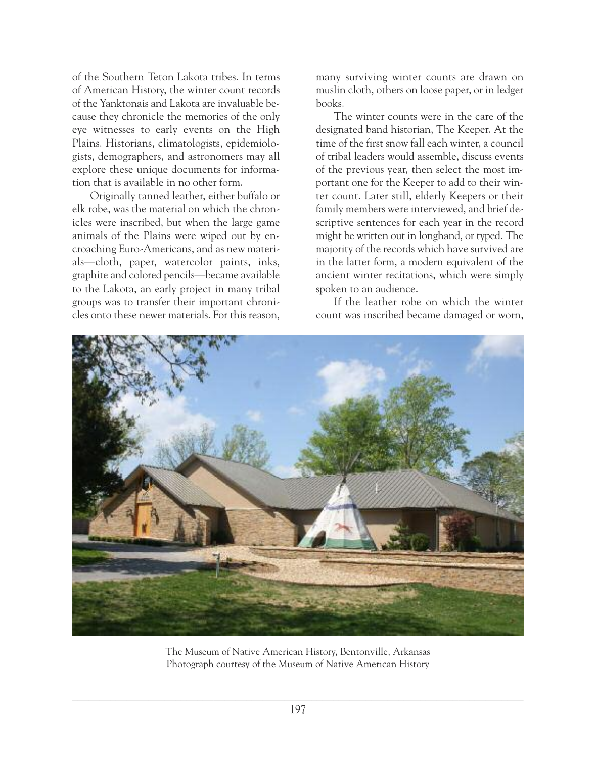of the Southern Teton Lakota tribes. In terms of American History, the winter count records of the Yanktonais and Lakota are invaluable because they chronicle the memories of the only eye witnesses to early events on the High Plains. Historians, climatologists, epidemiologists, demographers, and astronomers may all explore these unique documents for information that is available in no other form.

Originally tanned leather, either buffalo or elk robe, was the material on which the chronicles were inscribed, but when the large game animals of the Plains were wiped out by encroaching Euro-Americans, and as new materials—cloth, paper, watercolor paints, inks, graphite and colored pencils—became available to the Lakota, an early project in many tribal groups was to transfer their important chronicles onto these newer materials. For this reason, many surviving winter counts are drawn on muslin cloth, others on loose paper, or in ledger books.

The winter counts were in the care of the designated band historian, The Keeper. At the time of the first snow fall each winter, a council of tribal leaders would assemble, discuss events of the previous year, then select the most important one for the Keeper to add to their winter count. Later still, elderly Keepers or their family members were interviewed, and brief descriptive sentences for each year in the record might be written out in longhand, or typed. The majority of the records which have survived are in the latter form, a modern equivalent of the ancient winter recitations, which were simply spoken to an audience.

If the leather robe on which the winter count was inscribed became damaged or worn,

The Museum of Native American History, Bentonville, Arkansas
Photograph courtesy of the Museum of Native American History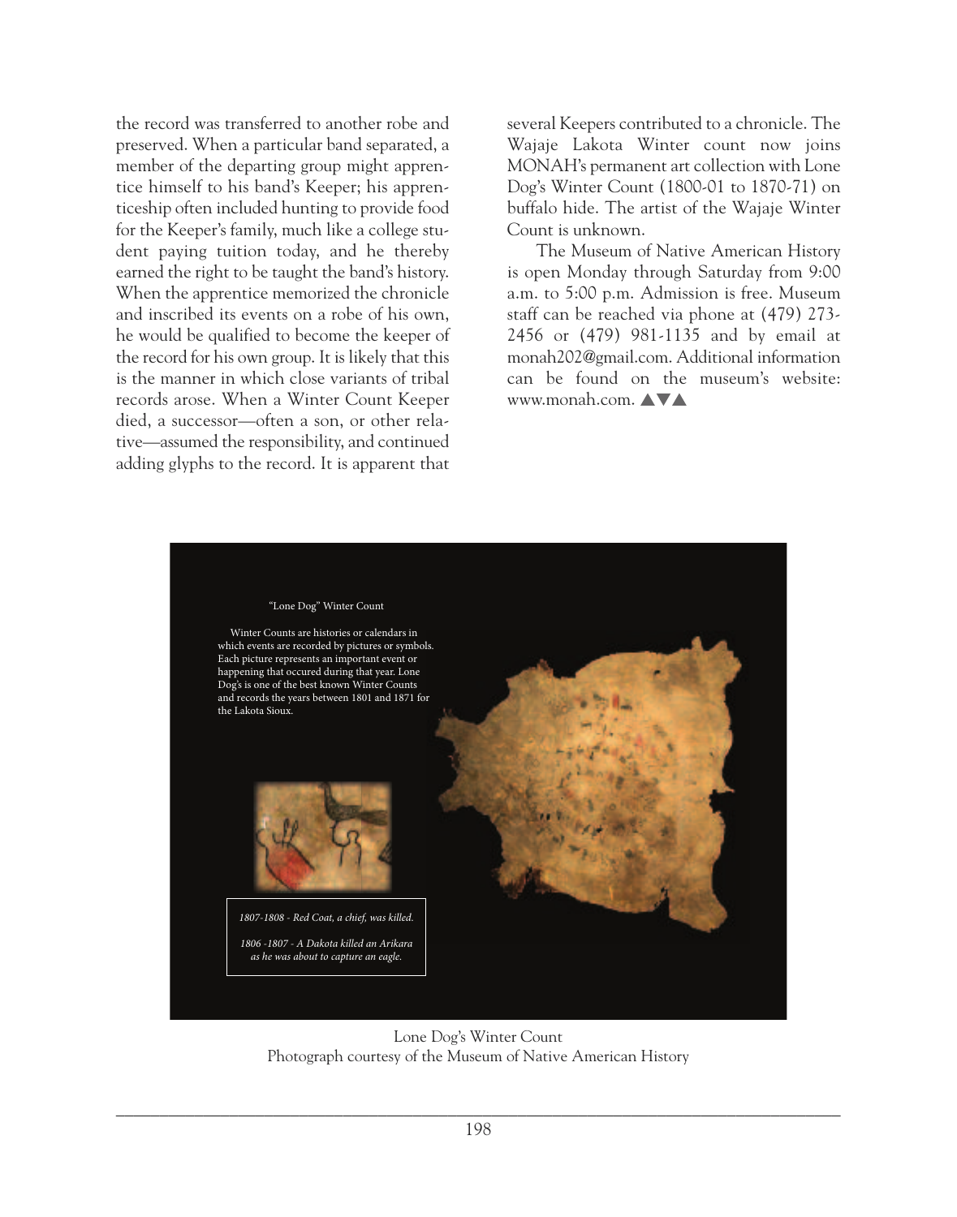the record was transferred to another robe and preserved. When a particular band separated, a member of the departing group might apprentice himself to his band's Keeper; his apprenticeship often included hunting to provide food for the Keeper's family, much like a college student paying tuition today, and he thereby earned the right to be taught the band's history. When the apprentice memorized the chronicle and inscribed its events on a robe of his own, he would be qualified to become the keeper of the record for his own group. It is likely that this is the manner in which close variants of tribal records arose. When a Winter Count Keeper died, a successor—often a son, or other relative—assumed the responsibility, and continued adding glyphs to the record. It is apparent that several Keepers contributed to a chronicle. The Wajaje Lakota Winter count now joins MONAH's permanent art collection with Lone Dog's Winter Count (1800-01 to 1870-71) on buffalo hide. The artist of the Wajaje Winter Count is unknown.

The Museum of Native American History is open Monday through Saturday from 9:00 a.m. to 5:00 p.m. Admission is free. Museum staff can be reached via phone at (479) 273-2456 or (479) 981-1135 and by email at monah202@gmail.com. Additional information can be found on the museum's website: www.monah.com. ▲▼▲

"Lone Dog" Winter Count

Winter Counts are histories or calendars in which events are recorded by pictures or symbols. Each picture represents an important event or happening that occured during that year. Lone Dog's is one of the best known Winter Counts and records the years between 1801 and 1871 for the Lakota Sioux.

*1807-1808 - Red Coat, a chief, was killed.*

*1806 -1807 - A Dakota killed an Arikara as he was about to capture an eagle.*

Lone Dog's Winter Count
Photograph courtesy of the Museum of Native American History